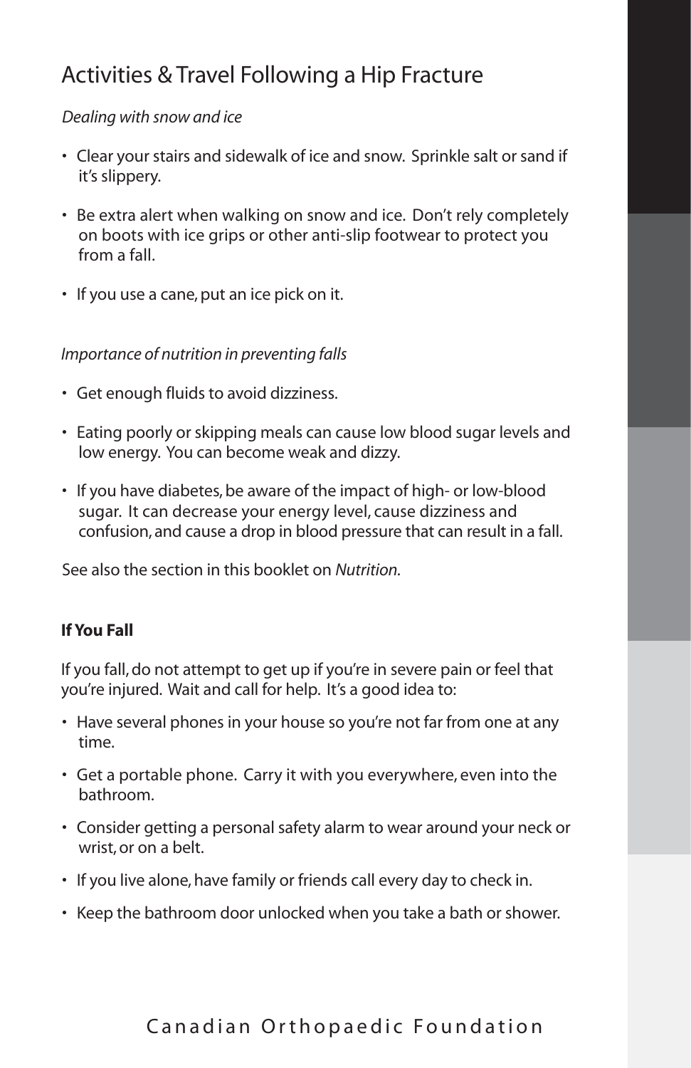# Activities & Travel Following a Hip Fracture

*Dealing with snow and ice*

- Clear your stairs and sidewalk of ice and snow. Sprinkle salt or sand if it's slippery.
- Be extra alert when walking on snow and ice. Don't rely completely on boots with ice grips or other anti-slip footwear to protect you from a fall.
- If you use a cane, put an ice pick on it.

*Importance of nutrition in preventing falls*

- Get enough fluids to avoid dizziness.
- Eating poorly or skipping meals can cause low blood sugar levels and low energy. You can become weak and dizzy.
- If you have diabetes, be aware of the impact of high- or low-blood sugar. It can decrease your energy level, cause dizziness and confusion, and cause a drop in blood pressure that can result in a fall.

See also the section in this booklet on *Nutrition.*

**If You Fall**

If you fall, do not attempt to get up if you're in severe pain or feel that you're injured. Wait and call for help. It's a good idea to:

- Have several phones in your house so you're not far from one at any time.
- Get a portable phone. Carry it with you everywhere, even into the bathroom.
- Consider getting a personal safety alarm to wear around your neck or wrist, or on a belt.
- If you live alone, have family or friends call every day to check in.
- Keep the bathroom door unlocked when you take a bath or shower.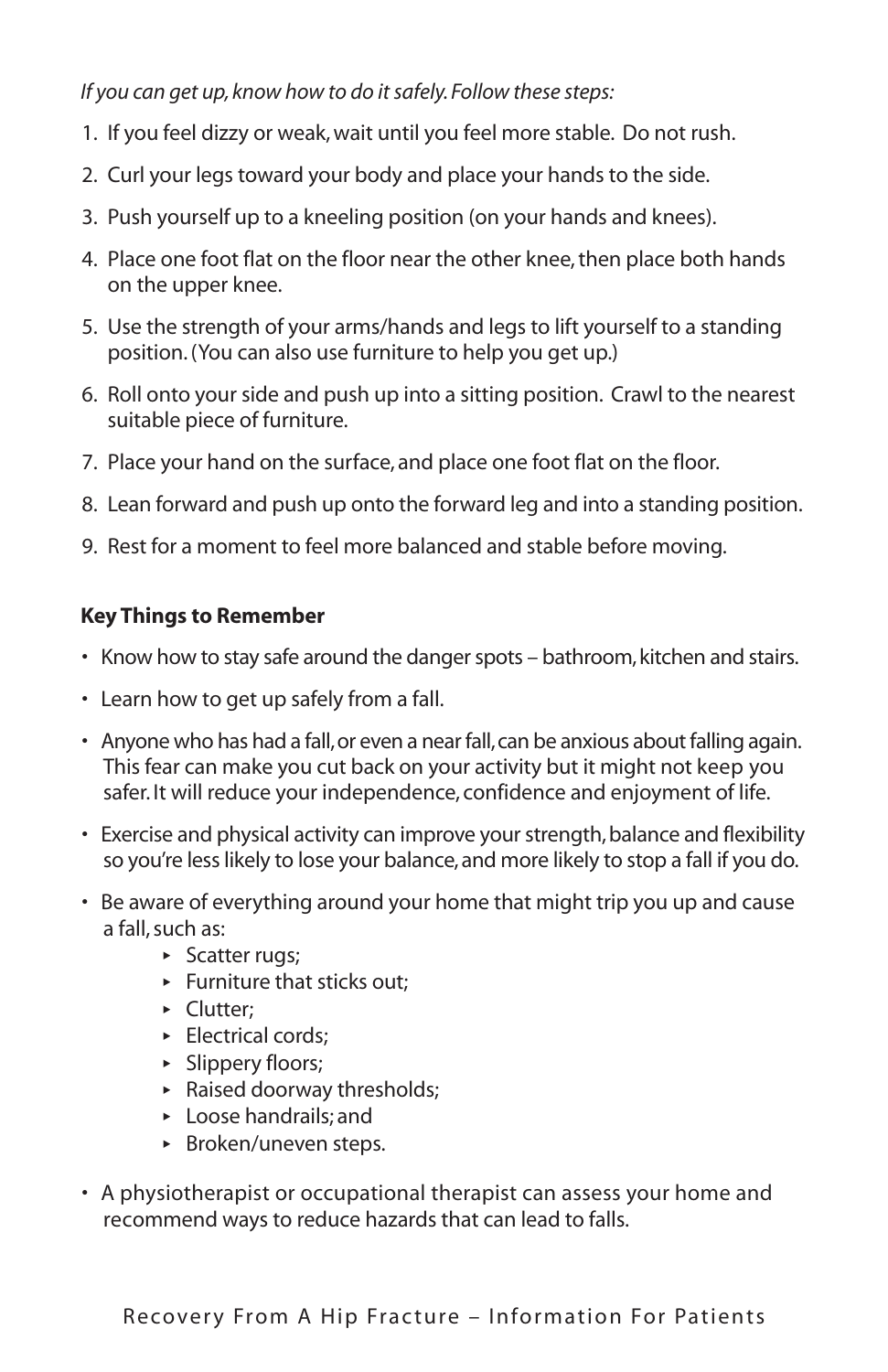*If you can get up, know how to do it safely. Follow these steps:*

1. If you feel dizzy or weak, wait until you feel more stable. Do not rush.
2. Curl your legs toward your body and place your hands to the side.
3. Push yourself up to a kneeling position (on your hands and knees).
4. Place one foot flat on the floor near the other knee, then place both hands on the upper knee.
5. Use the strength of your arms/hands and legs to lift yourself to a standing position. (You can also use furniture to help you get up.)
6. Roll onto your side and push up into a sitting position. Crawl to the nearest suitable piece of furniture.
7. Place your hand on the surface, and place one foot flat on the floor.
8. Lean forward and push up onto the forward leg and into a standing position.
9. Rest for a moment to feel more balanced and stable before moving.

**Key Things to Remember**

- Know how to stay safe around the danger spots – bathroom, kitchen and stairs.
- Learn how to get up safely from a fall.
- Anyone who has had a fall, or even a near fall, can be anxious about falling again. This fear can make you cut back on your activity but it might not keep you safer. It will reduce your independence, confidence and enjoyment of life.
- Exercise and physical activity can improve your strength, balance and flexibility so you're less likely to lose your balance, and more likely to stop a fall if you do.
- Be aware of everything around your home that might trip you up and cause a fall, such as:
    - Scatter rugs;
    - Furniture that sticks out;
    - Clutter;
    - Electrical cords;
    - Slippery floors;
    - Raised doorway thresholds;
    - Loose handrails; and
    - Broken/uneven steps.
- A physiotherapist or occupational therapist can assess your home and recommend ways to reduce hazards that can lead to falls.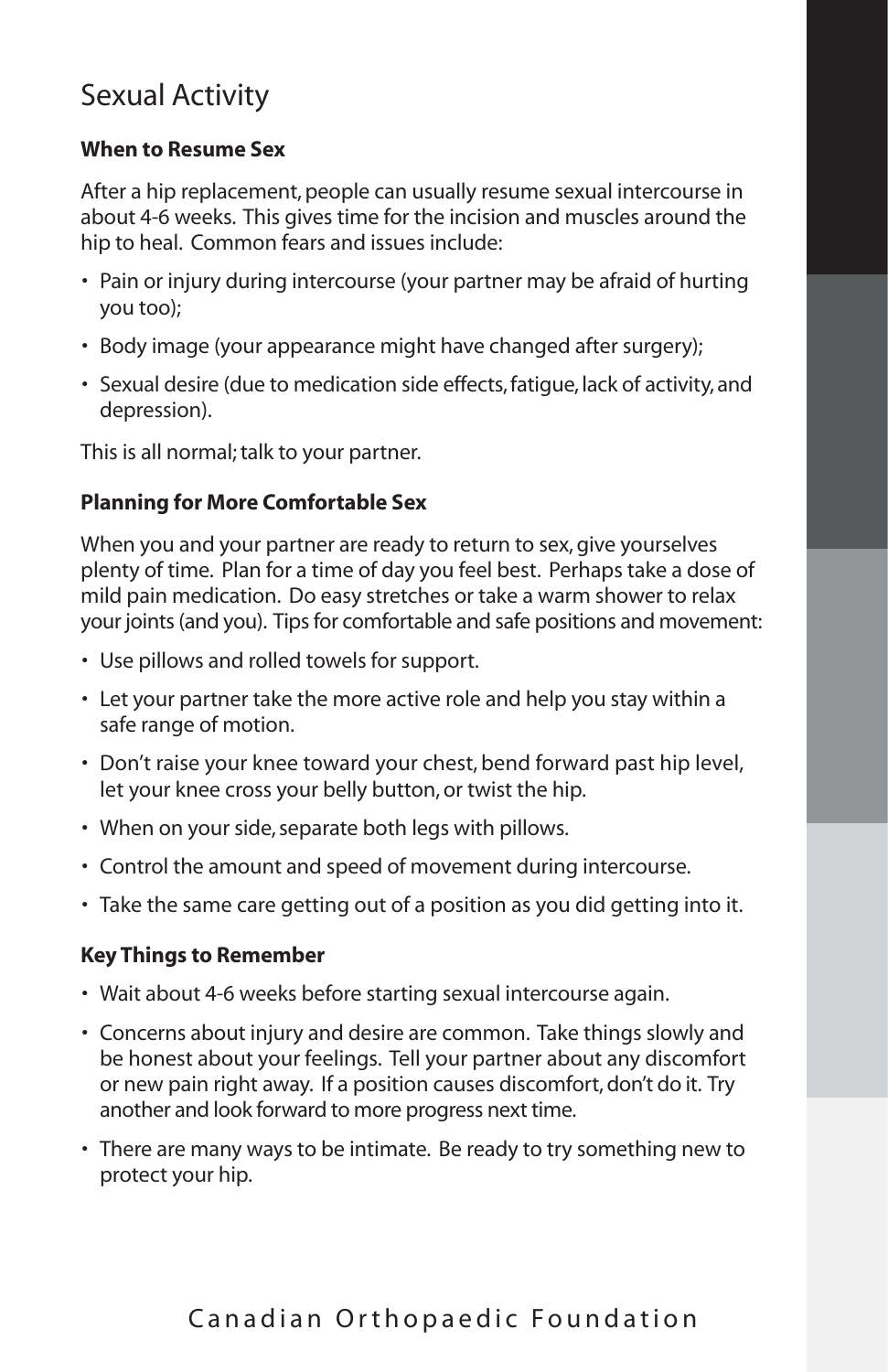# Sexual Activity

### When to Resume Sex

After a hip replacement, people can usually resume sexual intercourse in about 4-6 weeks. This gives time for the incision and muscles around the hip to heal. Common fears and issues include:

- Pain or injury during intercourse (your partner may be afraid of hurting you too);
- Body image (your appearance might have changed after surgery);
- Sexual desire (due to medication side effects, fatigue, lack of activity, and depression).

This is all normal; talk to your partner.

### Planning for More Comfortable Sex

When you and your partner are ready to return to sex, give yourselves plenty of time. Plan for a time of day you feel best. Perhaps take a dose of mild pain medication. Do easy stretches or take a warm shower to relax your joints (and you). Tips for comfortable and safe positions and movement:

- Use pillows and rolled towels for support.
- Let your partner take the more active role and help you stay within a safe range of motion.
- Don't raise your knee toward your chest, bend forward past hip level, let your knee cross your belly button, or twist the hip.
- When on your side, separate both legs with pillows.
- Control the amount and speed of movement during intercourse.
- Take the same care getting out of a position as you did getting into it.

### Key Things to Remember

- Wait about 4-6 weeks before starting sexual intercourse again.
- Concerns about injury and desire are common. Take things slowly and be honest about your feelings. Tell your partner about any discomfort or new pain right away. If a position causes discomfort, don't do it. Try another and look forward to more progress next time.
- There are many ways to be intimate. Be ready to try something new to protect your hip.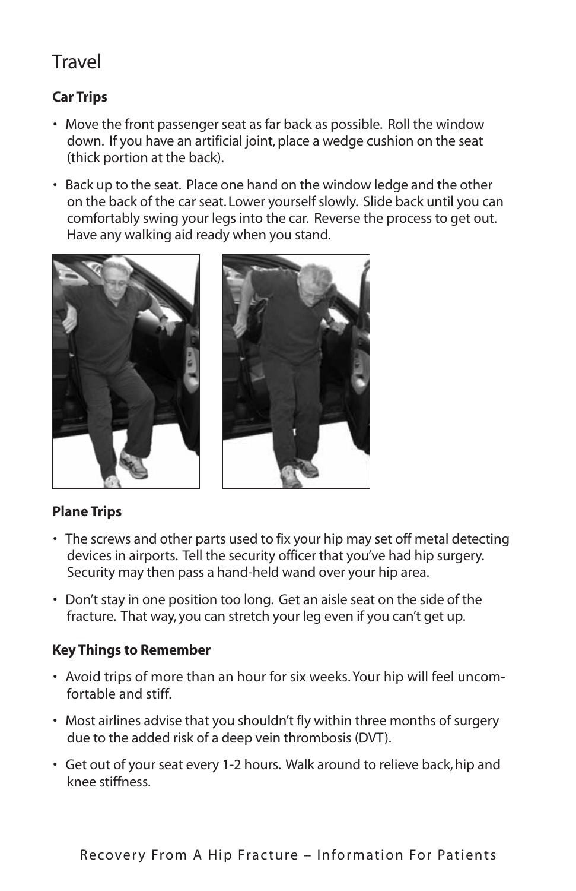# Travel

**Car Trips**

- Move the front passenger seat as far back as possible. Roll the window down. If you have an artificial joint, place a wedge cushion on the seat (thick portion at the back).
- Back up to the seat. Place one hand on the window ledge and the other on the back of the car seat. Lower yourself slowly. Slide back until you can comfortably swing your legs into the car. Reverse the process to get out. Have any walking aid ready when you stand.

**Plane Trips**

- The screws and other parts used to fix your hip may set off metal detecting devices in airports. Tell the security officer that you've had hip surgery. Security may then pass a hand-held wand over your hip area.
- Don't stay in one position too long. Get an aisle seat on the side of the fracture. That way, you can stretch your leg even if you can't get up.

**Key Things to Remember**

- Avoid trips of more than an hour for six weeks. Your hip will feel uncomfortable and stiff.
- Most airlines advise that you shouldn't fly within three months of surgery due to the added risk of a deep vein thrombosis (DVT).
- Get out of your seat every 1-2 hours. Walk around to relieve back, hip and knee stiffness.